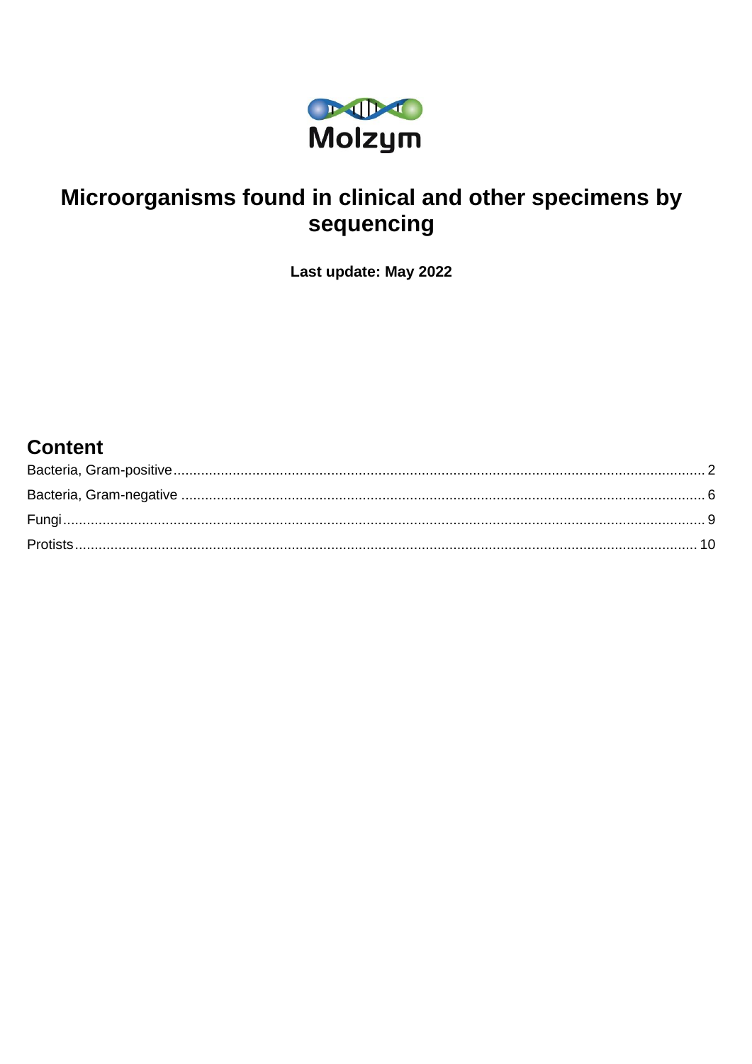Molzym

# Microorganisms found in clinical and other specimens by sequencing

**Last update: May 2022**

## Content

Bacteria, Gram-positive ........ 2

Bacteria, Gram-negative ........ 6

Fungi ........ 9

Protists ........ 10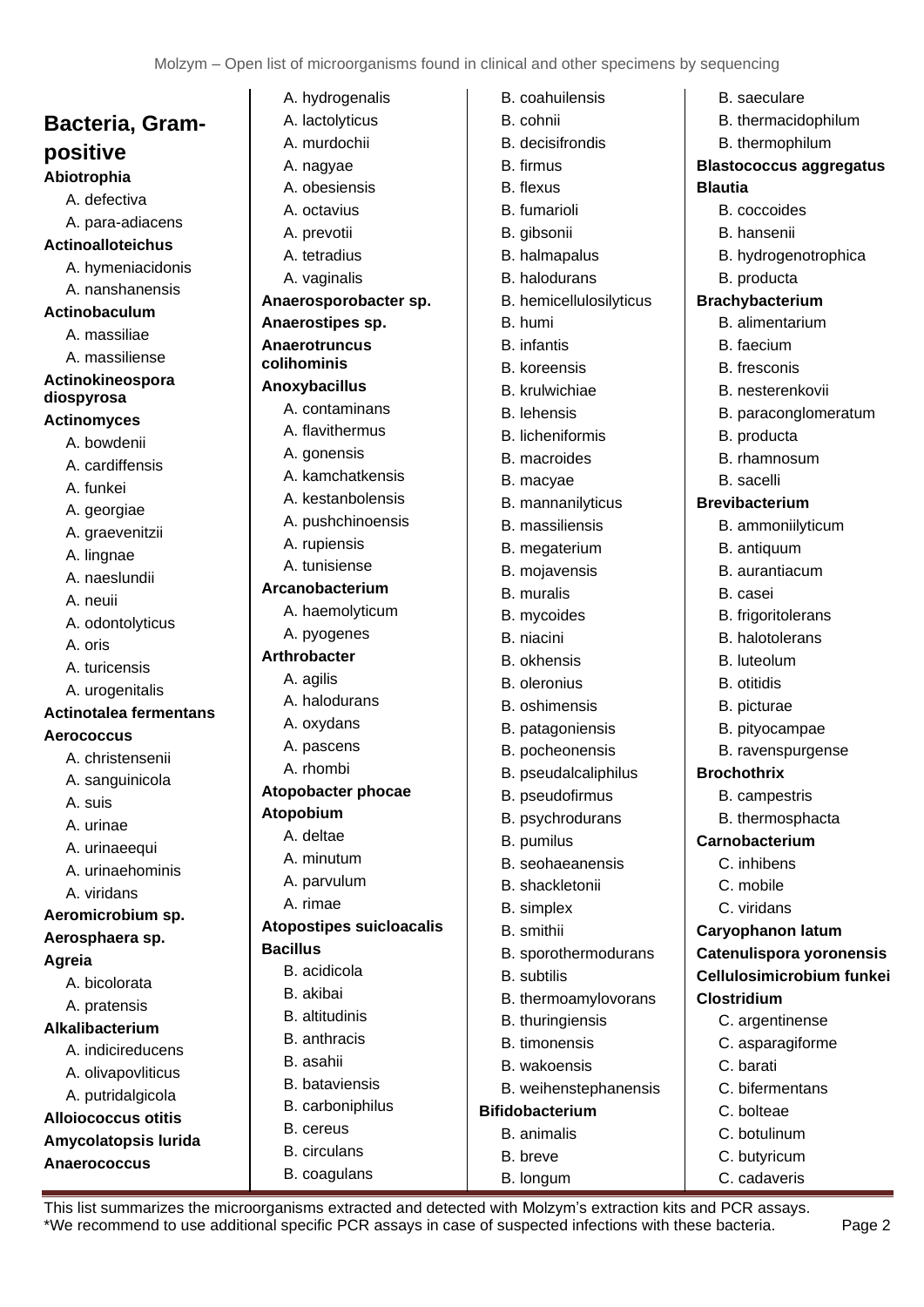## Bacteria, Gram-positive

**Abiotrophia**
- A. defectiva
- A. para-adiacens

**Actinoalloteichus**
- A. hymeniacidonis
- A. nanshanensis

**Actinobaculum**
- A. massiliae
- A. massiliense

**Actinokineospora diospyrosa**

**Actinomyces**
- A. bowdenii
- A. cardiffensis
- A. funkei
- A. georgiae
- A. graevenitzii
- A. lingnae
- A. naeslundii
- A. neuii
- A. odontolyticus
- A. oris
- A. turicensis
- A. urogenitalis

**Actinotalea fermentans**

**Aerococcus**
- A. christensenii
- A. sanguinicola
- A. suis
- A. urinae
- A. urinaeequi
- A. urinaehominis
- A. viridans

**Aeromicrobium sp.**

**Aerosphaera sp.**

**Agreia**
- A. bicolorata
- A. pratensis

**Alkalibacterium**
- A. indicireducens
- A. olivapovliticus
- A. putridalgicola

**Alloiococcus otitis**

**Amycolatopsis lurida**

**Anaerococcus**
- A. hydrogenalis
- A. lactolyticus
- A. murdochii
- A. nagyae
- A. obesiensis
- A. octavius
- A. prevotii
- A. tetradius
- A. vaginalis

**Anaerosporobacter sp.**

**Anaerostipes sp.**

**Anaerotruncus colihominis**

**Anoxybacillus**
- A. contaminans
- A. flavithermus
- A. gonensis
- A. kamchatkensis
- A. kestanbolensis
- A. pushchinoensis
- A. rupiensis
- A. tunisiense

**Arcanobacterium**
- A. haemolyticum
- A. pyogenes

**Arthrobacter**
- A. agilis
- A. halodurans
- A. oxydans
- A. pascens
- A. rhombi

**Atopobacter phocae**

**Atopobium**
- A. deltae
- A. minutum
- A. parvulum
- A. rimae

**Atopostipes suicloacalis**

**Bacillus**
- B. acidicola
- B. akibai
- B. altitudinis
- B. anthracis
- B. asahii
- B. bataviensis
- B. carboniphilus
- B. cereus
- B. circulans
- B. coagulans
- B. coahuilensis
- B. cohnii
- B. decisifrondis
- B. firmus
- B. flexus
- B. fumarioli
- B. gibsonii
- B. halmapalus
- B. halodurans
- B. hemicellulosilyticus
- B. humi
- B. infantis
- B. koreensis
- B. krulwichiae
- B. lehensis
- B. licheniformis
- B. macroides
- B. macyae
- B. mannanilyticus
- B. massiliensis
- B. megaterium
- B. mojavensis
- B. muralis
- B. mycoides
- B. niacini
- B. okhensis
- B. oleronius
- B. oshimensis
- B. patagoniensis
- B. pocheonensis
- B. pseudalcaliphilus
- B. pseudofirmus
- B. psychrodurans
- B. pumilus
- B. seohaeanensis
- B. shackletonii
- B. simplex
- B. smithii
- B. sporothermodurans
- B. subtilis
- B. thermoamylovorans
- B. thuringiensis
- B. timonensis
- B. wakoensis
- B. weihenstephanensis

**Bifidobacterium**
- B. animalis
- B. breve
- B. longum
- B. saeculare
- B. thermacidophilum
- B. thermophilum

**Blastococcus aggregatus**

**Blautia**
- B. coccoides
- B. hansenii
- B. hydrogenotrophica
- B. producta

**Brachybacterium**
- B. alimentarium
- B. faecium
- B. fresconis
- B. nesterenkovii
- B. paraconglomeratum
- B. producta
- B. rhamnosum
- B. sacelli

**Brevibacterium**
- B. ammoniilyticum
- B. antiquum
- B. aurantiacum
- B. casei
- B. frigoritolerans
- B. halotolerans
- B. luteolum
- B. otitidis
- B. picturae
- B. pityocampae
- B. ravenspurgense

**Brochothrix**
- B. campestris
- B. thermosphacta

**Carnobacterium**
- C. inhibens
- C. mobile
- C. viridans

**Caryophanon latum**

**Catenulispora yoronensis**

**Cellulosimicrobium funkei**

**Clostridium**
- C. argentinense
- C. asparagiforme
- C. barati
- C. bifermentans
- C. bolteae
- C. botulinum
- C. butyricum
- C. cadaveris

This list summarizes the microorganisms extracted and detected with Molzym's extraction kits and PCR assays.
*We recommend to use additional specific PCR assays in case of suspected infections with these bacteria.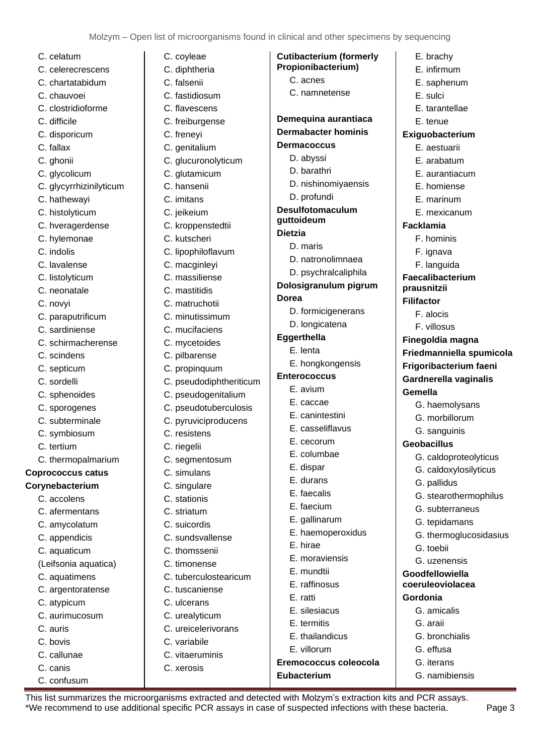C. celatum
C. celerecrescens
C. chartatabidum
C. chauvoei
C. clostridioforme
C. difficile
C. disporicum
C. fallax
C. ghonii
C. glycolicum
C. glycyrrhizinilyticum
C. hathewayi
C. histolyticum
C. hveragerdense
C. hylemonae
C. indolis
C. lavalense
C. listolyticum
C. neonatale
C. novyi
C. paraputrificum
C. sardiniense
C. schirmacherense
C. scindens
C. septicum
C. sordelli
C. sphenoides
C. sporogenes
C. subterminale
C. symbiosum
C. tertium
C. thermopalmarium

**Coprococcus catus**

**Corynebacterium**

C. accolens
C. afermentans
C. amycolatum
C. appendicis
C. aquaticum (Leifsonia aquatica)
C. aquatimens
C. argentoratense
C. atypicum
C. aurimucosum
C. auris
C. bovis
C. callunae
C. canis
C. confusum
C. coyleae
C. diphtheria
C. falsenii
C. fastidiosum
C. flavescens
C. freiburgense
C. freneyi
C. genitalium
C. glucuronolyticum
C. glutamicum
C. hansenii
C. imitans
C. jeikeium
C. kroppenstedtii
C. kutscheri
C. lipophiloflavum
C. macginleyi
C. massiliense
C. mastitidis
C. matruchotii
C. minutissimum
C. mucifaciens
C. mycetoides
C. pilbarense
C. propinquum
C. pseudodiphtheriticum
C. pseudogenitalium
C. pseudotuberculosis
C. pyruviciproducens
C. resistens
C. riegelii
C. segmentosum
C. simulans
C. singulare
C. stationis
C. striatum
C. suicordis
C. sundsvallense
C. thomssenii
C. timonense
C. tuberculostearicum
C. tuscaniense
C. ulcerans
C. urealyticum
C. ureicelerivorans
C. variabile
C. vitaeruminis
C. xerosis

**Cutibacterium (formerly Propionibacterium)**

C. acnes
C. namnetense

**Demequina aurantiaca**

**Dermabacter hominis**

**Dermacoccus**

D. abyssi
D. barathri
D. nishinomiyaensis
D. profundi

**Desulfotomaculum guttoideum**

**Dietzia**

D. maris
D. natronolimnaea
D. psychralcaliphila

**Dolosigranulum pigrum**

**Dorea**

D. formicigenerans
D. longicatena

**Eggerthella**

E. lenta
E. hongkongensis

**Enterococcus**

E. avium
E. caccae
E. canintestini
E. casseliflavus
E. cecorum
E. columbae
E. dispar
E. durans
E. faecalis
E. faecium
E. gallinarum
E. haemoperoxidus
E. hirae
E. moraviensis
E. mundtii
E. raffinosus
E. ratti
E. silesiacus
E. termitis
E. thailandicus
E. villorum

**Eremococcus coleocola**

**Eubacterium**

E. brachy
E. infirmum
E. saphenum
E. sulci
E. tarantellae
E. tenue

**Exiguobacterium**

E. aestuarii
E. arabatum
E. aurantiacum
E. homiense
E. marinum
E. mexicanum

**Facklamia**

F. hominis
F. ignava
F. languida

**Faecalibacterium prausnitzii**

**Filifactor**

F. alocis
F. villosus

**Finegoldia magna**

**Friedmanniella spumicola**

**Frigoribacterium faeni**

**Gardnerella vaginalis**

**Gemella**

G. haemolysans
G. morbillorum
G. sanguinis

**Geobacillus**

G. caldoproteolyticus
G. caldoxylosilyticus
G. pallidus
G. stearothermophilus
G. subterraneus
G. tepidamans
G. thermoglucosidasius
G. toebii
G. uzenensis

**Goodfellowiella coeruleoviolacea**

**Gordonia**

G. amicalis
G. araii
G. bronchialis
G. effusa
G. iterans
G. namibiensis

This list summarizes the microorganisms extracted and detected with Molzym's extraction kits and PCR assays.
*We recommend to use additional specific PCR assays in case of suspected infections with these bacteria.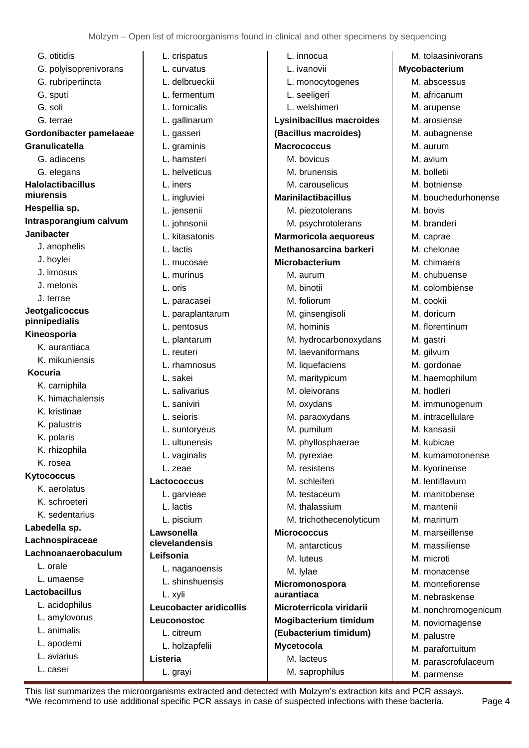G. otitidis
G. polyisoprenivorans
G. rubripertincta
G. sputi
G. soli
G. terrae

**Gordonibacter pamelaeae**

**Granulicatella**
G. adiacens
G. elegans

**Halolactibacillus miurensis**

**Hespellia sp.**

**Intrasporangium calvum**

**Janibacter**
J. anophelis
J. hoylei
J. limosus
J. melonis
J. terrae

**Jeotgalicoccus pinnipedialis**

**Kineosporia**
K. aurantiaca
K. mikuniensis

**Kocuria**
K. carniphila
K. himachalensis
K. kristinae
K. palustris
K. polaris
K. rhizophila
K. rosea

**Kytococcus**
K. aerolatus
K. schroeteri
K. sedentarius

**Labedella sp.**

**Lachnospiraceae**

**Lachnoanaerobaculum**
L. orale
L. umaense

**Lactobacillus**
L. acidophilus
L. amylovorus
L. animalis
L. apodemi
L. aviarius
L. casei
L. crispatus
L. curvatus
L. delbrueckii
L. fermentum
L. fornicalis
L. gallinarum
L. gasseri
L. graminis
L. hamsteri
L. helveticus
L. iners
L. ingluviei
L. jensenii
L. johnsonii
L. kitasatonis
L. lactis
L. mucosae
L. murinus
L. oris
L. paracasei
L. paraplantarum
L. pentosus
L. plantarum
L. reuteri
L. rhamnosus
L. sakei
L. salivarius
L. saniviri
L. seioris
L. suntoryeus
L. ultunensis
L. vaginalis
L. zeae

**Lactococcus**
L. garvieae
L. lactis
L. piscium

**Lawsonella clevelandensis**

**Leifsonia**
L. naganoensis
L. shinshuensis
L. xyli

**Leucobacter aridicollis**

**Leuconostoc**
L. citreum
L. holzapfelii

**Listeria**
L. grayi
L. innocua
L. ivanovii
L. monocytogenes
L. seeligeri
L. welshimeri

**Lysinibacillus macroides**
**(Bacillus macroides)**

**Macrococcus**
M. bovicus
M. brunensis
M. carouselicus

**Marinilactibacillus**
M. piezotolerans
M. psychrotolerans

**Marmoricola aequoreus**

**Methanosarcina barkeri**

**Microbacterium**
M. aurum
M. binotii
M. foliorum
M. ginsengisoli
M. hominis
M. hydrocarbonoxydans
M. laevaniformans
M. liquefaciens
M. maritypicum
M. oleivorans
M. oxydans
M. paraoxydans
M. pumilum
M. phyllosphaerae
M. pyrexiae
M. resistens
M. schleiferi
M. testaceum
M. thalassium
M. trichothecenolyticum

**Micrococcus**
M. antarcticus
M. luteus
M. lylae

**Micromonospora aurantiaca**

**Microterricola viridarii**

**Mogibacterium timidum**
**(Eubacterium timidum)**

**Mycetocola**
M. lacteus
M. saprophilus
M. tolaasinivorans

**Mycobacterium**
M. abscessus
M. africanum
M. arupense
M. arosiense
M. aubagnense
M. aurum
M. avium
M. bolletii
M. botniense
M. bouchedurhonense
M. bovis
M. branderi
M. caprae
M. chelonae
M. chimaera
M. chubuense
M. colombiense
M. cookii
M. doricum
M. florentinum
M. gastri
M. gilvum
M. gordonae
M. haemophilum
M. hodleri
M. immunogenum
M. intracellulare
M. kansasii
M. kubicae
M. kumamotonense
M. kyorinense
M. lentiflavum
M. manitobense
M. mantenii
M. marinum
M. marseillense
M. massiliense
M. microti
M. monacense
M. montefiorense
M. nebraskense
M. nonchromogenicum
M. noviomagense
M. palustre
M. parafortuitum
M. parascrofulaceum
M. parmense

This list summarizes the microorganisms extracted and detected with Molzym's extraction kits and PCR assays.
*We recommend to use additional specific PCR assays in case of suspected infections with these bacteria.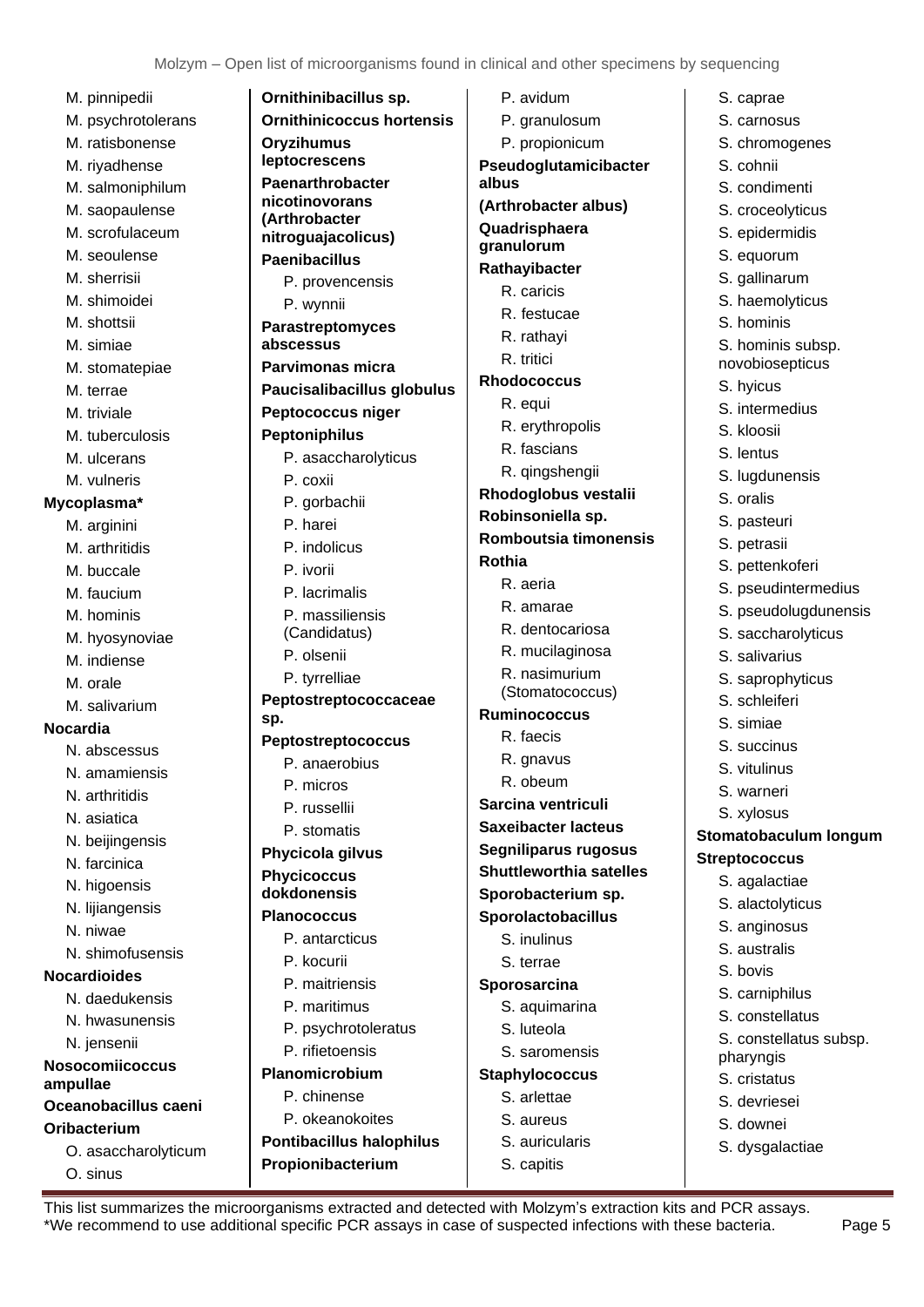M. pinnipedii
M. psychrotolerans
M. ratisbonense
M. riyadhense
M. salmoniphilum
M. saopaulense
M. scrofulaceum
M. seoulense
M. sherrisii
M. shimoidei
M. shottsii
M. simiae
M. stomatepiae
M. terrae
M. triviale
M. tuberculosis
M. ulcerans
M. vulneris

**Mycoplasma***

M. arginini
M. arthritidis
M. buccale
M. faucium
M. hominis
M. hyosynoviae
M. indiense
M. orale
M. salivarium

**Nocardia**

N. abscessus
N. amamiensis
N. arthritidis
N. asiatica
N. beijingensis
N. farcinica
N. higoensis
N. lijiangensis
N. niwae
N. shimofusensis

**Nocardioides**

N. daedukensis
N. hwasunensis
N. jensenii

**Nosocomiicoccus ampullae**

**Oceanobacillus caeni**

**Oribacterium**

O. asaccharolyticum
O. sinus

**Ornithinibacillus sp.**

**Ornithinicoccus hortensis**

**Oryzihumus leptocrescens**

**Paenarthrobacter nicotinovorans (Arthrobacter nitroguajacolicus)**

**Paenibacillus**

P. provencensis
P. wynnii

**Parastreptomyces abscessus**

**Parvimonas micra**

**Paucisalibacillus globulus**

**Peptococcus niger**

**Peptoniphilus**

P. asaccharolyticus
P. coxii
P. gorbachii
P. harei
P. indolicus
P. ivorii
P. lacrimalis
P. massiliensis (Candidatus)
P. olsenii
P. tyrrelliae

**Peptostreptococcaceae sp.**

**Peptostreptococcus**

P. anaerobius
P. micros
P. russellii
P. stomatis

**Phycicola gilvus**

**Phycicoccus dokdonensis**

**Planococcus**

P. antarcticus
P. kocurii
P. maitriensis
P. maritimus
P. psychrotoleratus
P. rifietoensis

**Planomicrobium**

P. chinense
P. okeanokoites

**Pontibacillus halophilus**

**Propionibacterium**

P. avidum
P. granulosum
P. propionicum

**Pseudoglutamicibacter albus**

**(Arthrobacter albus)**

**Quadrisphaera granulorum**

**Rathayibacter**

R. caricis
R. festucae
R. rathayi
R. tritici

**Rhodococcus**

R. equi
R. erythropolis
R. fascians
R. qingshengii

**Rhodoglobus vestalii**

**Robinsoniella sp.**

**Romboutsia timonensis**

**Rothia**

R. aeria
R. amarae
R. dentocariosa
R. mucilaginosa
R. nasimurium (Stomatococcus)

**Ruminococcus**

R. faecis
R. gnavus
R. obeum

**Sarcina ventriculi**

**Saxeibacter lacteus**

**Segniliparus rugosus**

**Shuttleworthia satelles**

**Sporobacterium sp.**

**Sporolactobacillus**

S. inulinus
S. terrae

**Sporosarcina**

S. aquimarina
S. luteola
S. saromensis

**Staphylococcus**

S. arlettae
S. aureus
S. auricularis
S. capitis
S. caprae
S. carnosus
S. chromogenes
S. cohnii
S. condimenti
S. croceolyticus
S. epidermidis
S. equorum
S. gallinarum
S. haemolyticus
S. hominis
S. hominis subsp. novobiosepticus
S. hyicus
S. intermedius
S. kloosii
S. lentus
S. lugdunensis
S. oralis
S. pasteuri
S. petrasii
S. pettenkoferi
S. pseudintermedius
S. pseudolugdunensis
S. saccharolyticus
S. salivarius
S. saprophyticus
S. schleiferi
S. simiae
S. succinus
S. vitulinus
S. warneri
S. xylosus

**Stomatobaculum longum**

**Streptococcus**

S. agalactiae
S. alactolyticus
S. anginosus
S. australis
S. bovis
S. carniphilus
S. constellatus
S. constellatus subsp. pharyngis
S. cristatus
S. devriesei
S. downei
S. dysgalactiae

This list summarizes the microorganisms extracted and detected with Molzym's extraction kits and PCR assays.
*We recommend to use additional specific PCR assays in case of suspected infections with these bacteria.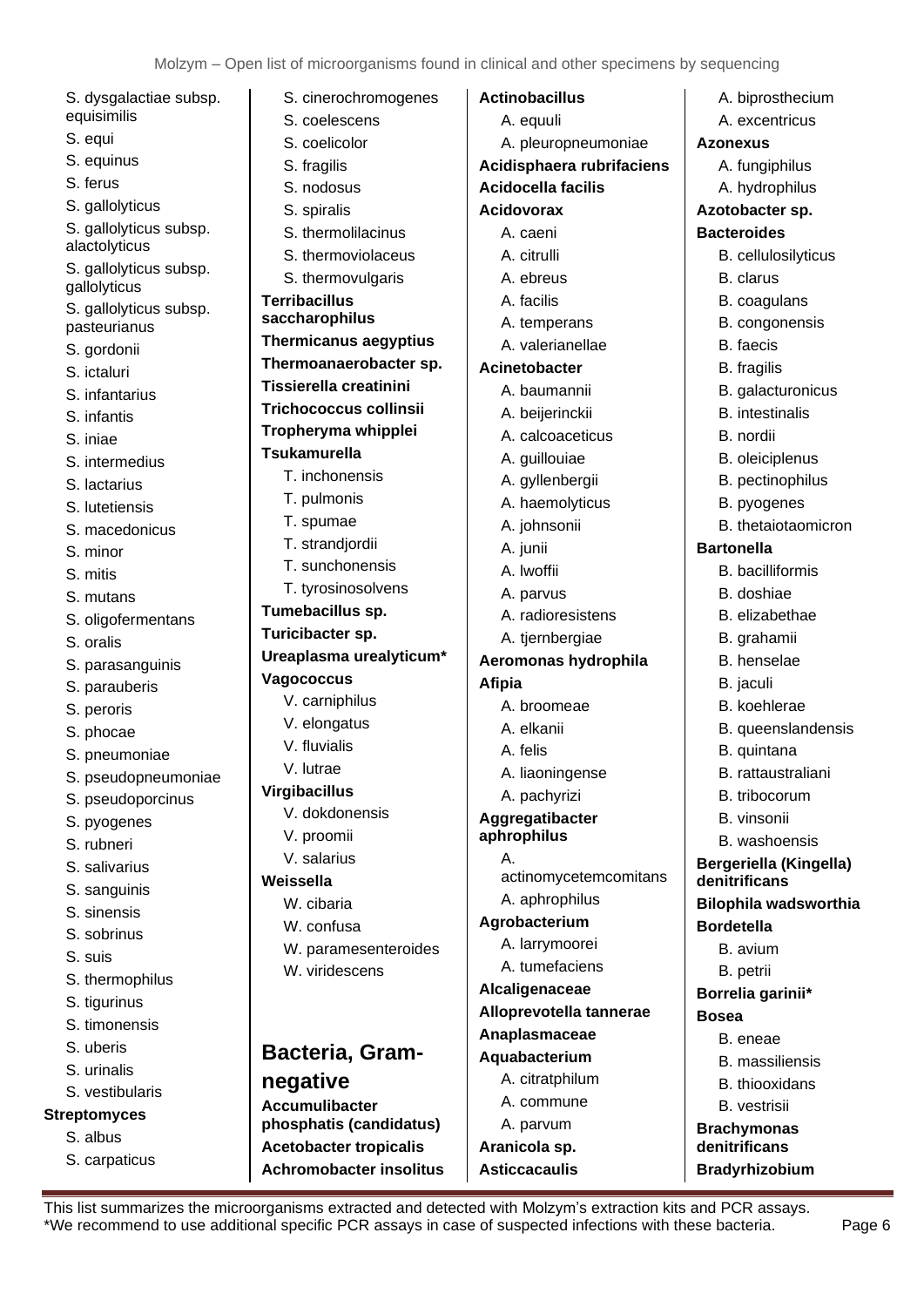- S. dysgalactiae subsp. equisimilis
- S. equi
- S. equinus
- S. ferus
- S. gallolyticus
- S. gallolyticus subsp. alactolyticus
- S. gallolyticus subsp. gallolyticus
- S. gallolyticus subsp. pasteurianus
- S. gordonii
- S. ictaluri
- S. infantarius
- S. infantis
- S. iniae
- S. intermedius
- S. lactarius
- S. lutetiensis
- S. macedonicus
- S. minor
- S. mitis
- S. mutans
- S. oligofermentans
- S. oralis
- S. parasanguinis
- S. parauberis
- S. peroris
- S. phocae
- S. pneumoniae
- S. pseudopneumoniae
- S. pseudoporcinus
- S. pyogenes
- S. rubneri
- S. salivarius
- S. sanguinis
- S. sinensis
- S. sobrinus
- S. suis
- S. thermophilus
- S. tigurinus
- S. timonensis
- S. uberis
- S. urinalis
- S. vestibularis

**Streptomyces**
- S. albus
- S. carpaticus
- S. cinerochromogenes
- S. coelescens
- S. coelicolor
- S. fragilis
- S. nodosus
- S. spiralis
- S. thermolilacinus
- S. thermoviolaceus
- S. thermovulgaris

**Terribacillus saccharophilus**

**Thermicanus aegyptius**

**Thermoanaerobacter sp.**

**Tissierella creatinini**

**Trichococcus collinsii**

**Tropheryma whipplei**

**Tsukamurella**
- T. inchonensis
- T. pulmonis
- T. spumae
- T. strandjordii
- T. sunchonensis
- T. tyrosinosolvens

**Tumebacillus sp.**

**Turicibacter sp.**

**Ureaplasma urealyticum***

**Vagococcus**
- V. carniphilus
- V. elongatus
- V. fluvialis
- V. lutrae

**Virgibacillus**
- V. dokdonensis
- V. proomii
- V. salarius

**Weissella**
- W. cibaria
- W. confusa
- W. paramesenteroides
- W. viridescens

## Bacteria, Gram-negative

**Accumulibacter phosphatis (candidatus)**

**Acetobacter tropicalis**

**Achromobacter insolitus**

**Actinobacillus**
- A. equuli
- A. pleuropneumoniae

**Acidisphaera rubrifaciens**

**Acidocella facilis**

**Acidovorax**
- A. caeni
- A. citrulli
- A. ebreus
- A. facilis
- A. temperans
- A. valerianellae

**Acinetobacter**
- A. baumannii
- A. beijerinckii
- A. calcoaceticus
- A. guillouiae
- A. gyllenbergii
- A. haemolyticus
- A. johnsonii
- A. junii
- A. lwoffii
- A. parvus
- A. radioresistens
- A. tjernbergiae

**Aeromonas hydrophila**

**Afipia**
- A. broomeae
- A. elkanii
- A. felis
- A. liaoningense
- A. pachyrizi

**Aggregatibacter aphrophilus**
- A. actinomycetemcomitans
- A. aphrophilus

**Agrobacterium**
- A. larrymoorei
- A. tumefaciens

**Alcaligenaceae**

**Alloprevotella tannerae**

**Anaplasmaceae**

**Aquabacterium**
- A. citratphilum
- A. commune
- A. parvum

**Aranicola sp.**

**Asticcacaulis**
- A. biprosthecium
- A. excentricus

**Azonexus**
- A. fungiphilus
- A. hydrophilus

**Azotobacter sp.**

**Bacteroides**
- B. cellulosilyticus
- B. clarus
- B. coagulans
- B. congonensis
- B. faecis
- B. fragilis
- B. galacturonicus
- B. intestinalis
- B. nordii
- B. oleiciplenus
- B. pectinophilus
- B. pyogenes
- B. thetaiotaomicron

**Bartonella**
- B. bacilliformis
- B. doshiae
- B. elizabethae
- B. grahamii
- B. henselae
- B. jaculi
- B. koehlerae
- B. queenslandensis
- B. quintana
- B. rattaustraliani
- B. tribocorum
- B. vinsonii
- B. washoensis

**Bergeriella (Kingella) denitrificans**

**Bilophila wadsworthia**

**Bordetella**
- B. avium
- B. petrii

**Borrelia garinii***

**Bosea**
- B. eneae
- B. massiliensis
- B. thiooxidans
- B. vestrisii

**Brachymonas denitrificans**

**Bradyrhizobium**

This list summarizes the microorganisms extracted and detected with Molzym's extraction kits and PCR assays.
*We recommend to use additional specific PCR assays in case of suspected infections with these bacteria.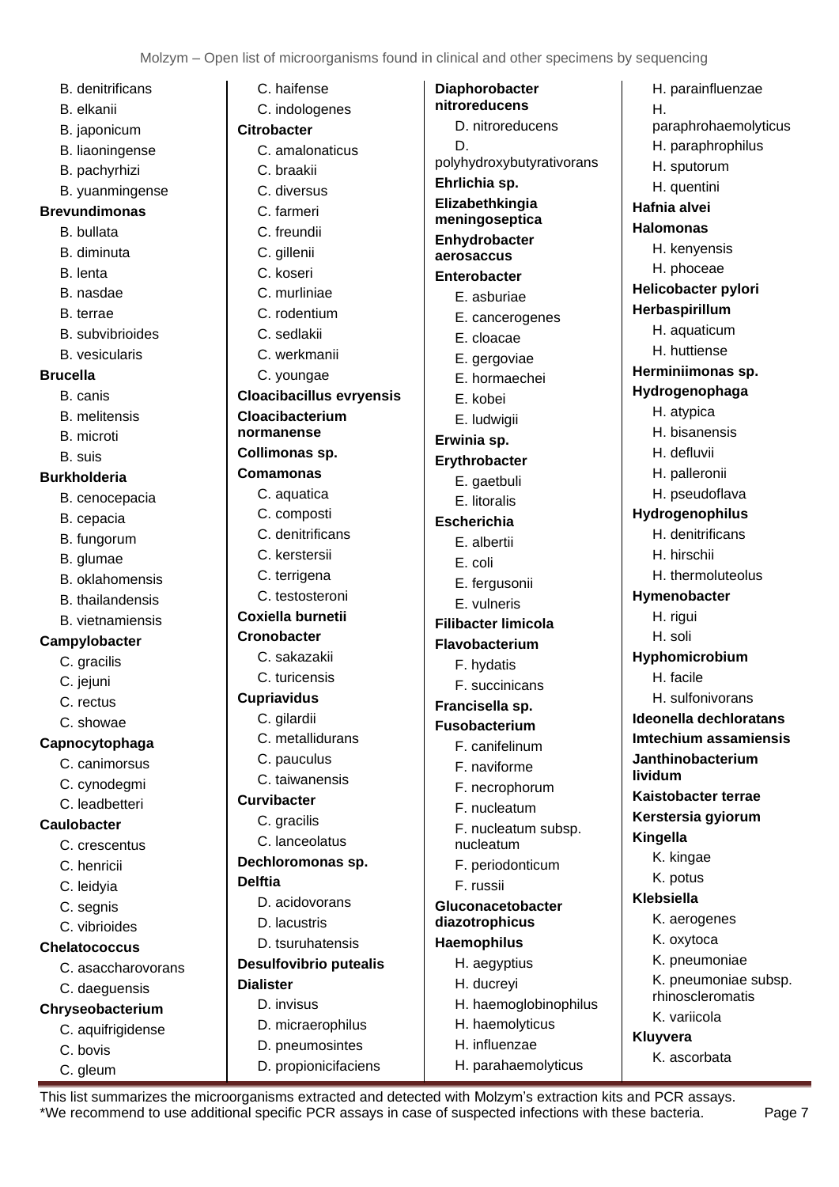- B. denitrificans
- B. elkanii
- B. japonicum
- B. liaoningense
- B. pachyrhizi
- B. yuanmingense

**Brevundimonas**

- B. bullata
- B. diminuta
- B. lenta
- B. nasdae
- B. terrae
- B. subvibrioides
- B. vesicularis

**Brucella**

- B. canis
- B. melitensis
- B. microti
- B. suis

**Burkholderia**

- B. cenocepacia
- B. cepacia
- B. fungorum
- B. glumae
- B. oklahomensis
- B. thailandensis
- B. vietnamiensis

**Campylobacter**

- C. gracilis
- C. jejuni
- C. rectus
- C. showae

**Capnocytophaga**

- C. canimorsus
- C. cynodegmi
- C. leadbetteri

**Caulobacter**

- C. crescentus
- C. henricii
- C. leidyia
- C. segnis
- C. vibrioides

**Chelatococcus**

- C. asaccharovorans
- C. daeguensis

**Chryseobacterium**

- C. aquifrigidense
- C. bovis
- C. gleum
- C. haifense
- C. indologenes

**Citrobacter**

- C. amalonaticus
- C. braakii
- C. diversus
- C. farmeri
- C. freundii
- C. gillenii
- C. koseri
- C. murliniae
- C. rodentium
- C. sedlakii
- C. werkmanii
- C. youngae

**Cloacibacillus evryensis**

**Cloacibacterium normanense**

**Collimonas sp.**

**Comamonas**

- C. aquatica
- C. composti
- C. denitrificans
- C. kerstersii
- C. terrigena
- C. testosteroni

**Coxiella burnetii**

**Cronobacter**

- C. sakazakii
- C. turicensis

**Cupriavidus**

- C. gilardii
- C. metallidurans
- C. pauculus
- C. taiwanensis

**Curvibacter**

- C. gracilis
- C. lanceolatus

**Dechloromonas sp.**

**Delftia**

- D. acidovorans
- D. lacustris
- D. tsuruhatensis

**Desulfovibrio putealis**

**Dialister**

- D. invisus
- D. micraerophilus
- D. pneumosintes
- D. propionicifaciens

**Diaphorobacter nitroreducens**

- D. nitroreducens
- D. polyhydroxybutyrativorans

**Ehrlichia sp.**

**Elizabethkingia meningoseptica**

**Enhydrobacter aerosaccus**

**Enterobacter**

- E. asburiae
- E. cancerogenes
- E. cloacae
- E. gergoviae
- E. hormaechei
- E. kobei
- E. ludwigii

**Erwinia sp.**

**Erythrobacter**

- E. gaetbuli
- E. litoralis

**Escherichia**

- E. albertii
- E. coli
- E. fergusonii
- E. vulneris

**Filibacter limicola**

**Flavobacterium**

- F. hydatis
- F. succinicans

**Francisella sp.**

**Fusobacterium**

- F. canifelinum
- F. naviforme
- F. necrophorum
- F. nucleatum
- F. nucleatum subsp. nucleatum
- F. periodonticum
- F. russii

**Gluconacetobacter diazotrophicus**

**Haemophilus**

- H. aegyptius
- H. ducreyi
- H. haemoglobinophilus
- H. haemolyticus
- H. influenzae
- H. parahaemolyticus
- H. parainfluenzae
- H. paraphrohaemolyticus
- H. paraphrophilus
- H. sputorum
- H. quentini

**Hafnia alvei**

**Halomonas**

- H. kenyensis
- H. phoceae

**Helicobacter pylori**

**Herbaspirillum**

- H. aquaticum
- H. huttiense

**Herminiimonas sp.**

**Hydrogenophaga**

- H. atypica
- H. bisanensis
- H. defluvii
- H. palleronii
- H. pseudoflava

**Hydrogenophilus**

- H. denitrificans
- H. hirschii
- H. thermoluteolus

**Hymenobacter**

- H. rigui
- H. soli

**Hyphomicrobium**

- H. facile
- H. sulfonivorans

**Ideonella dechloratans**

**Imtechium assamiensis**

**Janthinobacterium lividum**

**Kaistobacter terrae**

**Kerstersia gyiorum**

**Kingella**

- K. kingae
- K. potus

**Klebsiella**

- K. aerogenes
- K. oxytoca
- K. pneumoniae
- K. pneumoniae subsp. rhinoscleromatis
- K. variicola

**Kluyvera**

- K. ascorbata

This list summarizes the microorganisms extracted and detected with Molzym's extraction kits and PCR assays.
*We recommend to use additional specific PCR assays in case of suspected infections with these bacteria.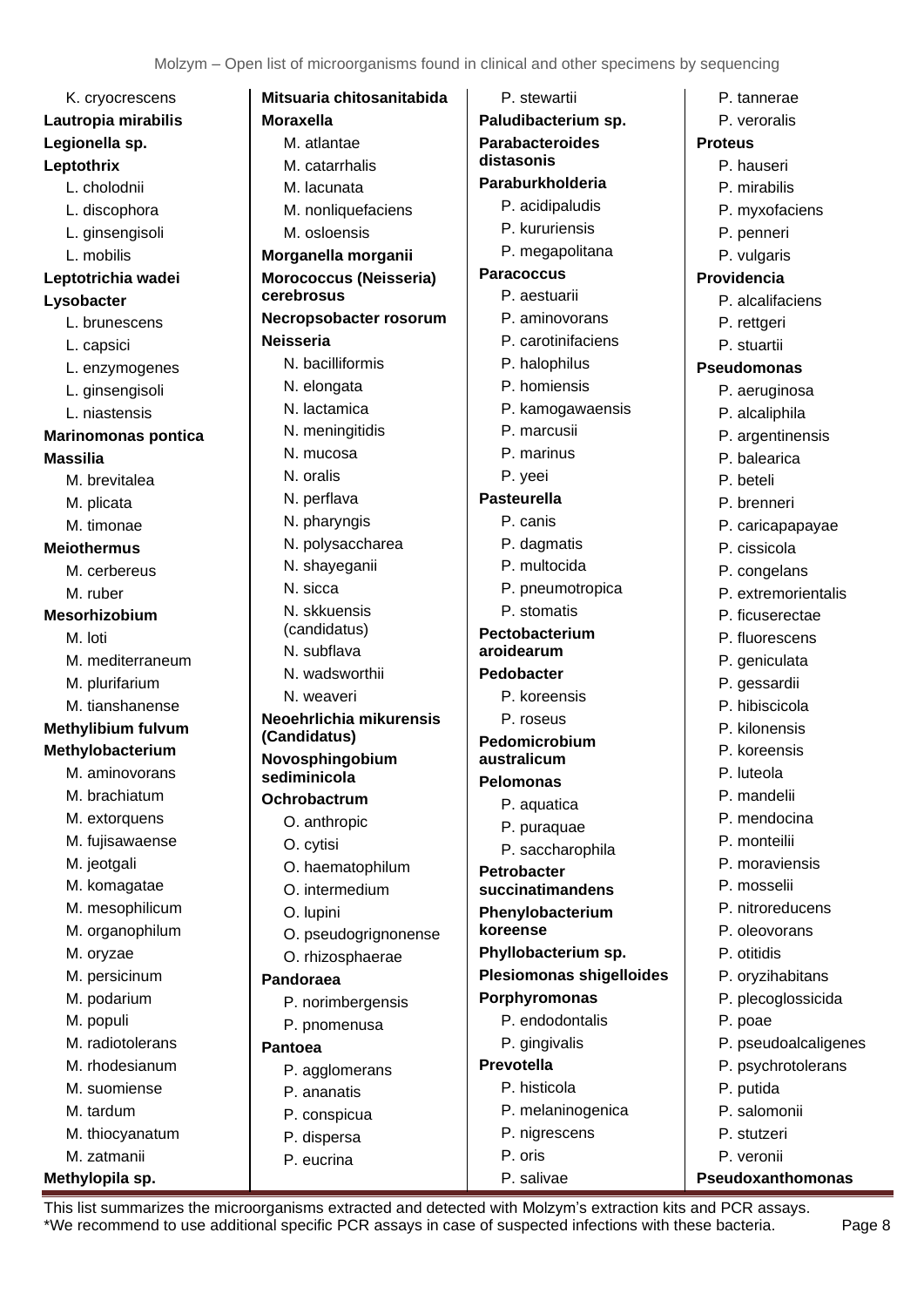K. cryocrescens

**Lautropia mirabilis**

**Legionella sp.**

**Leptothrix**

- L. cholodnii
- L. discophora
- L. ginsengisoli
- L. mobilis

**Leptotrichia wadei**

**Lysobacter**

- L. brunescens
- L. capsici
- L. enzymogenes
- L. ginsengisoli
- L. niastensis

**Marinomonas pontica**

**Massilia**

- M. brevitalea
- M. plicata
- M. timonae

**Meiothermus**

- M. cerbereus
- M. ruber

**Mesorhizobium**

- M. loti
- M. mediterraneum
- M. plurifarium
- M. tianshanense

**Methylibium fulvum**

**Methylobacterium**

- M. aminovorans
- M. brachiatum
- M. extorquens
- M. fujisawaense
- M. jeotgali
- M. komagatae
- M. mesophilicum
- M. organophilum
- M. oryzae
- M. persicinum
- M. podarium
- M. populi
- M. radiotolerans
- M. rhodesianum
- M. suomiense
- M. tardum
- M. thiocyanatum
- M. zatmanii

**Methylopila sp.**

**Mitsuaria chitosanitabida**

**Moraxella**

- M. atlantae
- M. catarrhalis
- M. lacunata
- M. nonliquefaciens
- M. osloensis

**Morganella morganii**

**Morococcus (Neisseria) cerebrosus**

**Necropsobacter rosorum**

**Neisseria**

- N. bacilliformis
- N. elongata
- N. lactamica
- N. meningitidis
- N. mucosa
- N. oralis
- N. perflava
- N. pharyngis
- N. polysaccharea
- N. shayeganii
- N. sicca
- N. skkuensis (candidatus)
- N. subflava
- N. wadsworthii
- N. weaveri

**Neoehrlichia mikurensis (Candidatus)**

**Novosphingobium sediminicola**

**Ochrobactrum**

- O. anthropic
- O. cytisi
- O. haematophilum
- O. intermedium
- O. lupini
- O. pseudogrignonense
- O. rhizosphaerae

**Pandoraea**

- P. norimbergensis
- P. pnomenusa

**Pantoea**

- P. agglomerans
- P. ananatis
- P. conspicua
- P. dispersa
- P. eucrina
- P. stewartii

**Paludibacterium sp.**

**Parabacteroides distasonis**

**Paraburkholderia**

- P. acidipaludis
- P. kururiensis
- P. megapolitana

**Paracoccus**

- P. aestuarii
- P. aminovorans
- P. carotinifaciens
- P. halophilus
- P. homiensis
- P. kamogawaensis
- P. marcusii
- P. marinus
- P. yeei

**Pasteurella**

- P. canis
- P. dagmatis
- P. multocida
- P. pneumotropica
- P. stomatis

**Pectobacterium aroidearum**

**Pedobacter**

- P. koreensis
- P. roseus

**Pedomicrobium australicum**

**Pelomonas**

- P. aquatica
- P. puraquae
- P. saccharophila

**Petrobacter succinatimandens**

**Phenylobacterium koreense**

**Phyllobacterium sp.**

**Plesiomonas shigelloides**

**Porphyromonas**

- P. endodontalis
- P. gingivalis

**Prevotella**

- P. histicola
- P. melaninogenica
- P. nigrescens
- P. oris
- P. salivae
- P. tannerae
- P. veroralis

**Proteus**

- P. hauseri
- P. mirabilis
- P. myxofaciens
- P. penneri
- P. vulgaris

**Providencia**

- P. alcalifaciens
- P. rettgeri
- P. stuartii

**Pseudomonas**

- P. aeruginosa
- P. alcaliphila
- P. argentinensis
- P. balearica
- P. beteli
- P. brenneri
- P. caricapapayae
- P. cissicola
- P. congelans
- P. extremorientalis
- P. ficuserectae
- P. fluorescens
- P. geniculata
- P. gessardii
- P. hibiscicola
- P. kilonensis
- P. koreensis
- P. luteola
- P. mandelii
- P. mendocina
- P. monteilii
- P. moraviensis
- P. mosselii
- P. nitroreducens
- P. oleovorans
- P. otitidis
- P. oryzihabitans
- P. plecoglossicida
- P. poae
- P. pseudoalcaligenes
- P. psychrotolerans
- P. putida
- P. salomonii
- P. stutzeri
- P. veronii

**Pseudoxanthomonas**

This list summarizes the microorganisms extracted and detected with Molzym's extraction kits and PCR assays.
*We recommend to use additional specific PCR assays in case of suspected infections with these bacteria.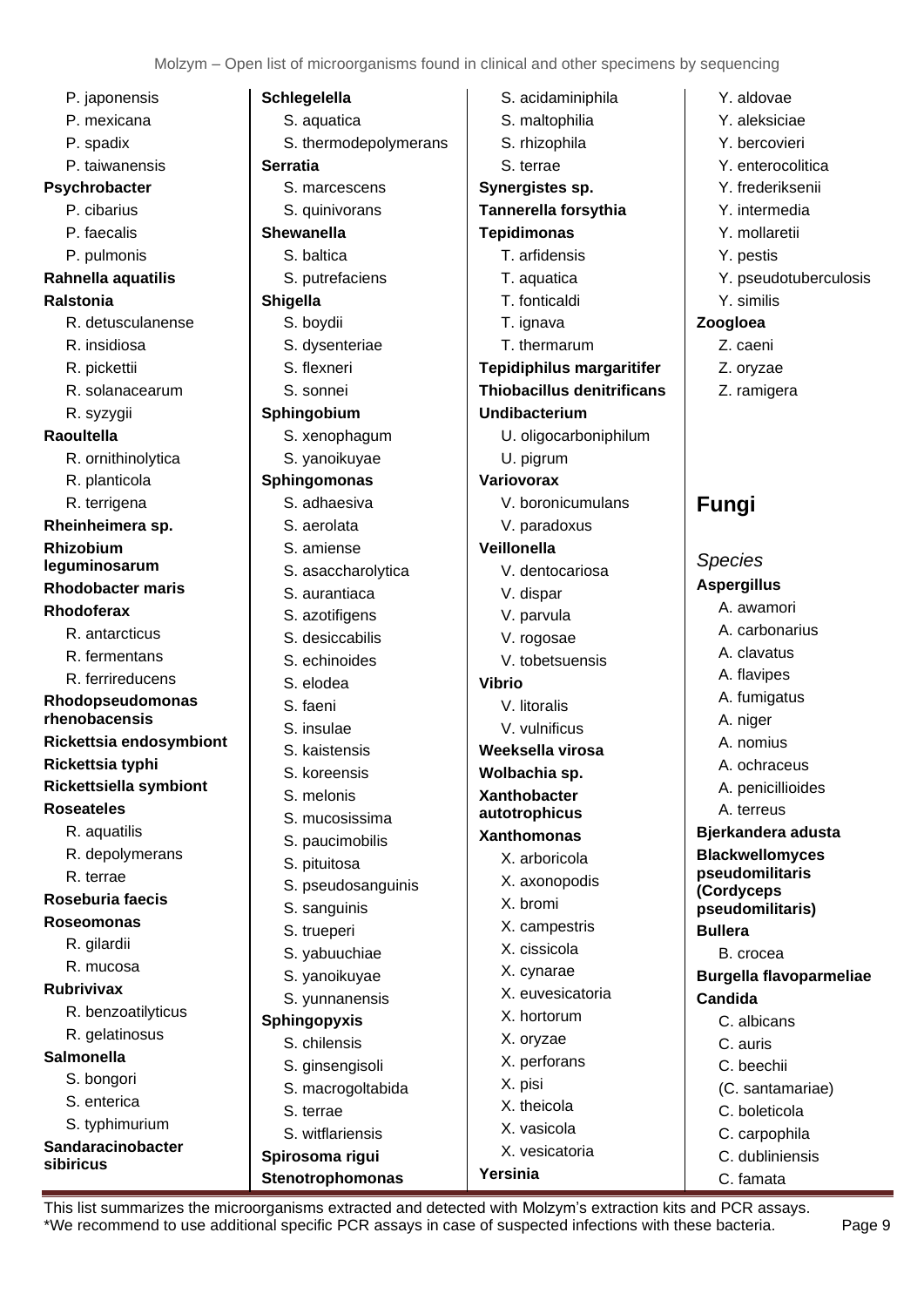- P. japonensis
- P. mexicana
- P. spadix
- P. taiwanensis

**Psychrobacter**
- P. cibarius
- P. faecalis
- P. pulmonis

**Rahnella aquatilis**

**Ralstonia**
- R. detusculanense
- R. insidiosa
- R. pickettii
- R. solanacearum
- R. syzygii

**Raoultella**
- R. ornithinolytica
- R. planticola
- R. terrigena

**Rheinheimera sp.**

**Rhizobium leguminosarum**

**Rhodobacter maris**

**Rhodoferax**
- R. antarcticus
- R. fermentans
- R. ferrireducens

**Rhodopseudomonas rhenobacensis**

**Rickettsia endosymbiont**

**Rickettsia typhi**

**Rickettsiella symbiont**

**Roseateles**
- R. aquatilis
- R. depolymerans
- R. terrae

**Roseburia faecis**

**Roseomonas**
- R. gilardii
- R. mucosa

**Rubrivivax**
- R. benzoatilyticus
- R. gelatinosus

**Salmonella**
- S. bongori
- S. enterica
- S. typhimurium

**Sandaracinobacter sibiricus**

**Schlegelella**
- S. aquatica
- S. thermodepolymerans

**Serratia**
- S. marcescens
- S. quinivorans

**Shewanella**
- S. baltica
- S. putrefaciens

**Shigella**
- S. boydii
- S. dysenteriae
- S. flexneri
- S. sonnei

**Sphingobium**
- S. xenophagum
- S. yanoikuyae

**Sphingomonas**
- S. adhaesiva
- S. aerolata
- S. amiense
- S. asaccharolytica
- S. aurantiaca
- S. azotifigens
- S. desiccabilis
- S. echinoides
- S. elodea
- S. faeni
- S. insulae
- S. kaistensis
- S. koreensis
- S. melonis
- S. mucosissima
- S. paucimobilis
- S. pituitosa
- S. pseudosanguinis
- S. sanguinis
- S. trueperi
- S. yabuuchiae
- S. yanoikuyae
- S. yunnanensis

**Sphingopyxis**
- S. chilensis
- S. ginsengisoli
- S. macrogoltabida
- S. terrae
- S. witflariensis

**Spirosoma rigui**

**Stenotrophomonas**
- S. acidaminiphila
- S. maltophilia
- S. rhizophila
- S. terrae

**Synergistes sp.**

**Tannerella forsythia**

**Tepidimonas**
- T. arfidensis
- T. aquatica
- T. fonticaldi
- T. ignava
- T. thermarum

**Tepidiphilus margaritifer**

**Thiobacillus denitrificans**

**Undibacterium**
- U. oligocarboniphilum
- U. pigrum

**Variovorax**
- V. boronicumulans
- V. paradoxus

**Veillonella**
- V. dentocariosa
- V. dispar
- V. parvula
- V. rogosae
- V. tobetsuensis

**Vibrio**
- V. litoralis
- V. vulnificus

**Weeksella virosa**

**Wolbachia sp.**

**Xanthobacter autotrophicus**

**Xanthomonas**
- X. arboricola
- X. axonopodis
- X. bromi
- X. campestris
- X. cissicola
- X. cynarae
- X. euvesicatoria
- X. hortorum
- X. oryzae
- X. perforans
- X. pisi
- X. theicola
- X. vasicola
- X. vesicatoria

**Yersinia**
- Y. aldovae
- Y. aleksiciae
- Y. bercovieri
- Y. enterocolitica
- Y. frederiksenii
- Y. intermedia
- Y. mollaretii
- Y. pestis
- Y. pseudotuberculosis
- Y. similis

**Zoogloea**
- Z. caeni
- Z. oryzae
- Z. ramigera

# Fungi

*Species*

**Aspergillus**
- A. awamori
- A. carbonarius
- A. clavatus
- A. flavipes
- A. fumigatus
- A. niger
- A. nomius
- A. ochraceus
- A. penicillioides
- A. terreus

**Bjerkandera adusta**

**Blackwellomyces pseudomilitaris (Cordyceps pseudomilitaris)**

**Bullera**
- B. crocea

**Burgella flavoparmeliae**

**Candida**
- C. albicans
- C. auris
- C. beechii
- (C. santamariae)
- C. boleticola
- C. carpophila
- C. dubliniensis
- C. famata

This list summarizes the microorganisms extracted and detected with Molzym's extraction kits and PCR assays.
*We recommend to use additional specific PCR assays in case of suspected infections with these bacteria.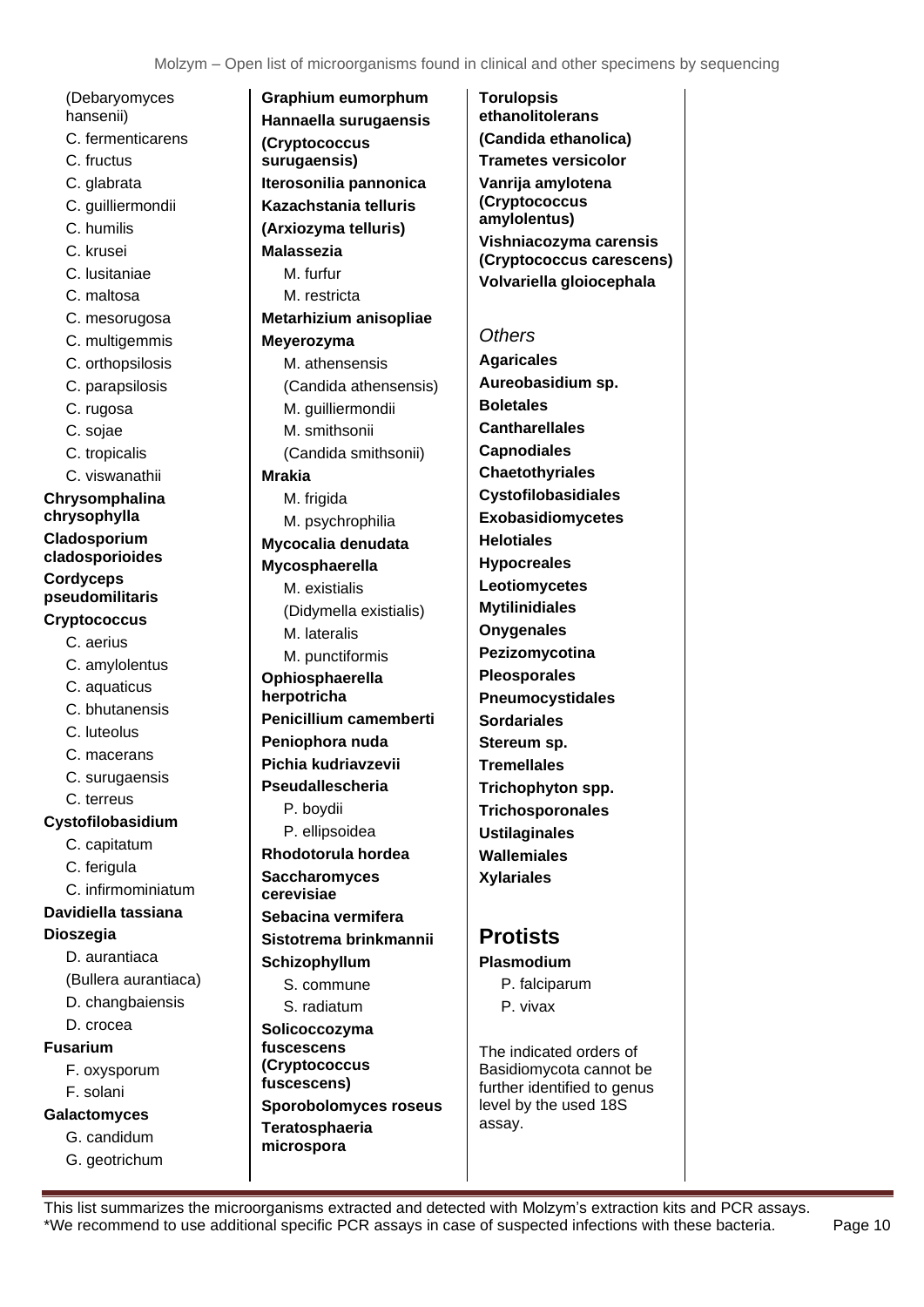(Debaryomyces hansenii)

C. fermenticarens

C. fructus

C. glabrata

C. guilliermondii

C. humilis

C. krusei

C. lusitaniae

C. maltosa

C. mesorugosa

C. multigemmis

C. orthopsilosis

C. parapsilosis

C. rugosa

C. sojae

C. tropicalis

C. viswanathii

**Chrysomphalina chrysophylla**

**Cladosporium cladosporioides**

**Cordyceps pseudomilitaris**

**Cryptococcus**

C. aerius

C. amylolentus

C. aquaticus

C. bhutanensis

C. luteolus

C. macerans

C. surugaensis

C. terreus

**Cystofilobasidium**

C. capitatum

C. ferigula

C. infirmominiatum

**Davidiella tassiana**

**Dioszegia**

D. aurantiaca

(Bullera aurantiaca)

D. changbaiensis

D. crocea

**Fusarium**

F. oxysporum

F. solani

**Galactomyces**

G. candidum

G. geotrichum

**Graphium eumorphum**

**Hannaella surugaensis**

**(Cryptococcus surugaensis)**

**Iterosonilia pannonica**

**Kazachstania telluris**

**(Arxiozyma telluris)**

**Malassezia**

M. furfur

M. restricta

**Metarhizium anisopliae**

**Meyerozyma**

M. athensensis

(Candida athensensis)

M. guilliermondii

M. smithsonii

(Candida smithsonii)

**Mrakia**

M. frigida

M. psychrophilia

**Mycocalia denudata**

**Mycosphaerella**

M. existialis

(Didymella existialis)

M. lateralis

M. punctiformis

**Ophiosphaerella herpotricha**

**Penicillium camemberti**

**Peniophora nuda**

**Pichia kudriavzevii**

**Pseudallescheria**

P. boydii

P. ellipsoidea

**Rhodotorula hordea**

**Saccharomyces cerevisiae**

**Sebacina vermifera**

**Sistotrema brinkmannii**

**Schizophyllum**

S. commune

S. radiatum

**Solicoccozyma fuscescens (Cryptococcus fuscescens)**

**Sporobolomyces roseus**

**Teratosphaeria microspora**

**Torulopsis ethanolitolerans**

**(Candida ethanolica)**

**Trametes versicolor**

**Vanrija amylotena (Cryptococcus amylolentus)**

**Vishniacozyma carensis (Cryptococcus carescens)**

**Volvariella gloiocephala**

*Others*

**Agaricales**

**Aureobasidium sp.**

**Boletales**

**Cantharellales**

**Capnodiales**

**Chaetothyriales**

**Cystofilobasidiales**

**Exobasidiomycetes**

**Helotiales**

**Hypocreales**

**Leotiomycetes**

**Mytilinidiales**

**Onygenales**

**Pezizomycotina**

**Pleosporales**

**Pneumocystidales**

**Sordariales**

**Stereum sp.**

**Tremellales**

**Trichophyton spp.**

**Trichosporonales**

**Ustilaginales**

**Wallemiales**

**Xylariales**

## Protists

**Plasmodium**

P. falciparum

P. vivax

The indicated orders of Basidiomycota cannot be further identified to genus level by the used 18S assay.

This list summarizes the microorganisms extracted and detected with Molzym's extraction kits and PCR assays.
*We recommend to use additional specific PCR assays in case of suspected infections with these bacteria.